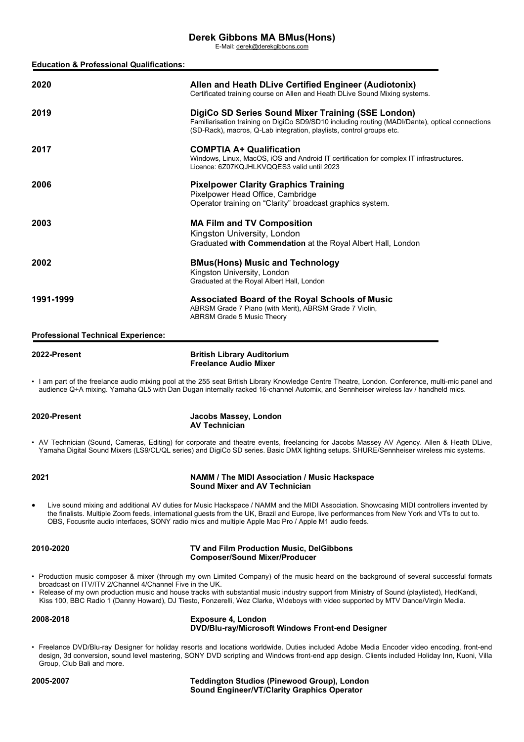# Derek Gibbons MA BMus(Hons)

E-Mail: derek@derekgibbons.com

## Education & Professional Qualifications:

**2020** — **Allen and Heath DLive Certified Engineer (Audiotonix)**
Certificated training course on Allen and Heath DLive Sound Mixing systems.

**2019** — **DigiCo SD Series Sound Mixer Training (SSE London)**
Familiarisation training on DigiCo SD9/SD10 including routing (MADI/Dante), optical connections (SD-Rack), macros, Q-Lab integration, playlists, control groups etc.

**2017** — **COMPTIA A+ Qualification**
Windows, Linux, MacOS, iOS and Android IT certification for complex IT infrastructures.
Licence: 6Z07KQJHLKVQQES3 valid until 2023

**2006** — **Pixelpower Clarity Graphics Training**
Pixelpower Head Office, Cambridge
Operator training on "Clarity" broadcast graphics system.

**2003** — **MA Film and TV Composition**
Kingston University, London
Graduated **with Commendation** at the Royal Albert Hall, London

**2002** — **BMus(Hons) Music and Technology**
Kingston University, London
Graduated at the Royal Albert Hall, London

**1991-1999** — **Associated Board of the Royal Schools of Music**
ABRSM Grade 7 Piano (with Merit), ABRSM Grade 7 Violin,
ABRSM Grade 5 Music Theory

## Professional Technical Experience:

**2022-Present** — **British Library Auditorium**
**Freelance Audio Mixer**

- I am part of the freelance audio mixing pool at the 255 seat British Library Knowledge Centre Theatre, London. Conference, multi-mic panel and audience Q+A mixing. Yamaha QL5 with Dan Dugan internally racked 16-channel Automix, and Sennheiser wireless lav / handheld mics.

**2020-Present** — **Jacobs Massey, London**
**AV Technician**

- AV Technician (Sound, Cameras, Editing) for corporate and theatre events, freelancing for Jacobs Massey AV Agency. Allen & Heath DLive, Yamaha Digital Sound Mixers (LS9/CL/QL series) and DigiCo SD series. Basic DMX lighting setups. SHURE/Sennheiser wireless mic systems.

**2021** — **NAMM / The MIDI Association / Music Hackspace**
**Sound Mixer and AV Technician**

- Live sound mixing and additional AV duties for Music Hackspace / NAMM and the MIDI Association. Showcasing MIDI controllers invented by the finalists. Multiple Zoom feeds, international guests from the UK, Brazil and Europe, live performances from New York and VTs to cut to. OBS, Focusrite audio interfaces, SONY radio mics and multiple Apple Mac Pro / Apple M1 audio feeds.

**2010-2020** — **TV and Film Production Music, DelGibbons**
**Composer/Sound Mixer/Producer**

- Production music composer & mixer (through my own Limited Company) of the music heard on the background of several successful formats broadcast on ITV/ITV 2/Channel 4/Channel Five in the UK.
- Release of my own production music and house tracks with substantial music industry support from Ministry of Sound (playlisted), HedKandi, Kiss 100, BBC Radio 1 (Danny Howard), DJ Tiesto, Fonzerelli, Wez Clarke, Wideboys with video supported by MTV Dance/Virgin Media.

**2008-2018** — **Exposure 4, London**
**DVD/Blu-ray/Microsoft Windows Front-end Designer**

- Freelance DVD/Blu-ray Designer for holiday resorts and locations worldwide. Duties included Adobe Media Encoder video encoding, front-end design, 3d conversion, sound level mastering, SONY DVD scripting and Windows front-end app design. Clients included Holiday Inn, Kuoni, Villa Group, Club Bali and more.

**2005-2007** — **Teddington Studios (Pinewood Group), London**
**Sound Engineer/VT/Clarity Graphics Operator**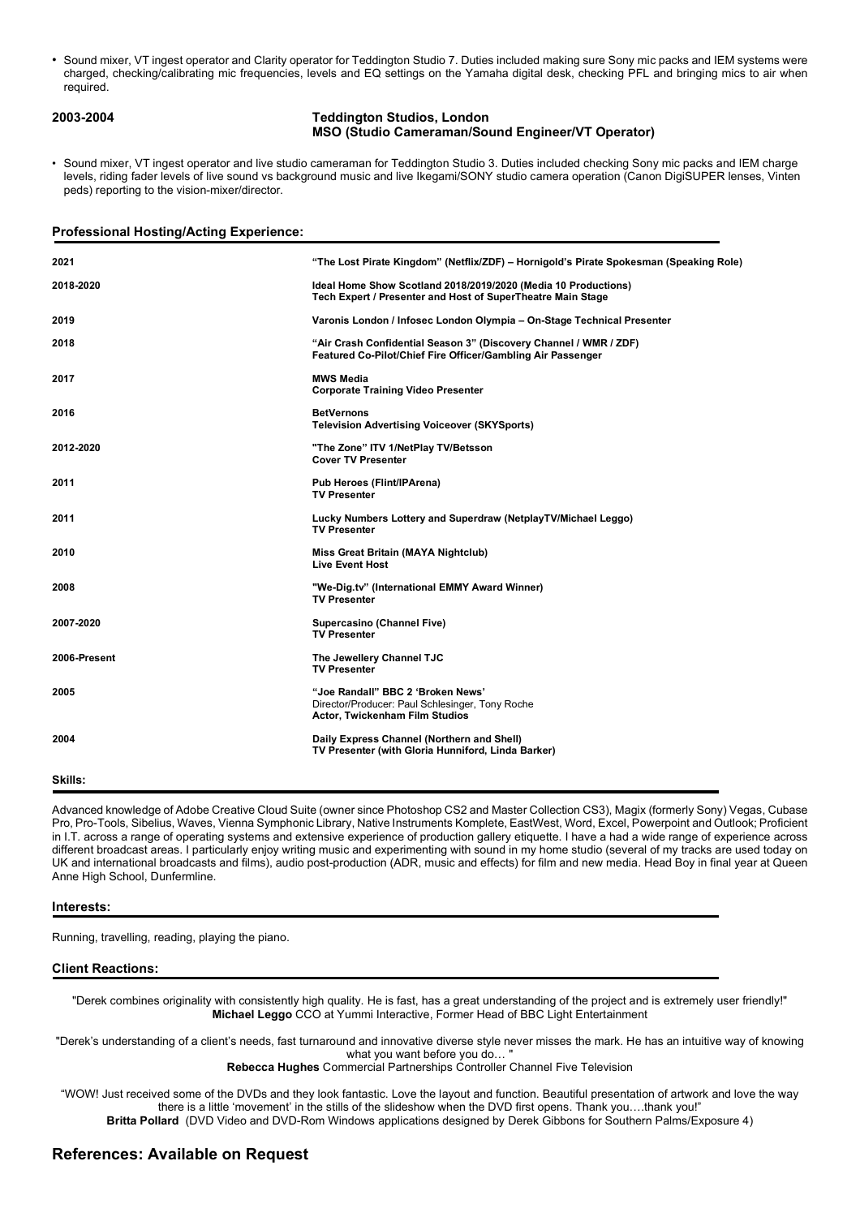- Sound mixer, VT ingest operator and Clarity operator for Teddington Studio 7. Duties included making sure Sony mic packs and IEM systems were charged, checking/calibrating mic frequencies, levels and EQ settings on the Yamaha digital desk, checking PFL and bringing mics to air when required.

**2003-2004** — **Teddington Studios, London**
**MSO (Studio Cameraman/Sound Engineer/VT Operator)**

- Sound mixer, VT ingest operator and live studio cameraman for Teddington Studio 3. Duties included checking Sony mic packs and IEM charge levels, riding fader levels of live sound vs background music and live Ikegami/SONY studio camera operation (Canon DigiSUPER lenses, Vinten peds) reporting to the vision-mixer/director.

### Professional Hosting/Acting Experience:

| | |
|---|---|
| **2021** | **"The Lost Pirate Kingdom" (Netflix/ZDF) – Hornigold's Pirate Spokesman (Speaking Role)** |
| **2018-2020** | **Ideal Home Show Scotland 2018/2019/2020 (Media 10 Productions)**<br>**Tech Expert / Presenter and Host of SuperTheatre Main Stage** |
| **2019** | **Varonis London / Infosec London Olympia – On-Stage Technical Presenter** |
| **2018** | **"Air Crash Confidential Season 3" (Discovery Channel / WMR / ZDF)**<br>**Featured Co-Pilot/Chief Fire Officer/Gambling Air Passenger** |
| **2017** | **MWS Media**<br>**Corporate Training Video Presenter** |
| **2016** | **BetVernons**<br>**Television Advertising Voiceover (SKYSports)** |
| **2012-2020** | **"The Zone" ITV 1/NetPlay TV/Betsson**<br>**Cover TV Presenter** |
| **2011** | **Pub Heroes (Flint/IPArena)**<br>**TV Presenter** |
| **2011** | **Lucky Numbers Lottery and Superdraw (NetplayTV/Michael Leggo)**<br>**TV Presenter** |
| **2010** | **Miss Great Britain (MAYA Nightclub)**<br>**Live Event Host** |
| **2008** | **"We-Dig.tv" (International EMMY Award Winner)**<br>**TV Presenter** |
| **2007-2020** | **Supercasino (Channel Five)**<br>**TV Presenter** |
| **2006-Present** | **The Jewellery Channel TJC**<br>**TV Presenter** |
| **2005** | **"Joe Randall" BBC 2 'Broken News'**<br>Director/Producer: Paul Schlesinger, Tony Roche<br>**Actor, Twickenham Film Studios** |
| **2004** | **Daily Express Channel (Northern and Shell)**<br>**TV Presenter (with Gloria Hunniford, Linda Barker)** |

### Skills:

Advanced knowledge of Adobe Creative Cloud Suite (owner since Photoshop CS2 and Master Collection CS3), Magix (formerly Sony) Vegas, Cubase Pro, Pro-Tools, Sibelius, Waves, Vienna Symphonic Library, Native Instruments Komplete, EastWest, Word, Excel, Powerpoint and Outlook; Proficient in I.T. across a range of operating systems and extensive experience of production gallery etiquette. I have a had a wide range of experience across different broadcast areas. I particularly enjoy writing music and experimenting with sound in my home studio (several of my tracks are used today on UK and international broadcasts and films), audio post-production (ADR, music and effects) for film and new media. Head Boy in final year at Queen Anne High School, Dunfermline.

### Interests:

Running, travelling, reading, playing the piano.

### Client Reactions:

"Derek combines originality with consistently high quality. He is fast, has a great understanding of the project and is extremely user friendly!"
**Michael Leggo** CCO at Yummi Interactive, Former Head of BBC Light Entertainment

"Derek's understanding of a client's needs, fast turnaround and innovative diverse style never misses the mark. He has an intuitive way of knowing what you want before you do… "
**Rebecca Hughes** Commercial Partnerships Controller Channel Five Television

"WOW! Just received some of the DVDs and they look fantastic. Love the layout and function. Beautiful presentation of artwork and love the way there is a little 'movement' in the stills of the slideshow when the DVD first opens. Thank you….thank you!"
**Britta Pollard** (DVD Video and DVD-Rom Windows applications designed by Derek Gibbons for Southern Palms/Exposure 4)

## References: Available on Request